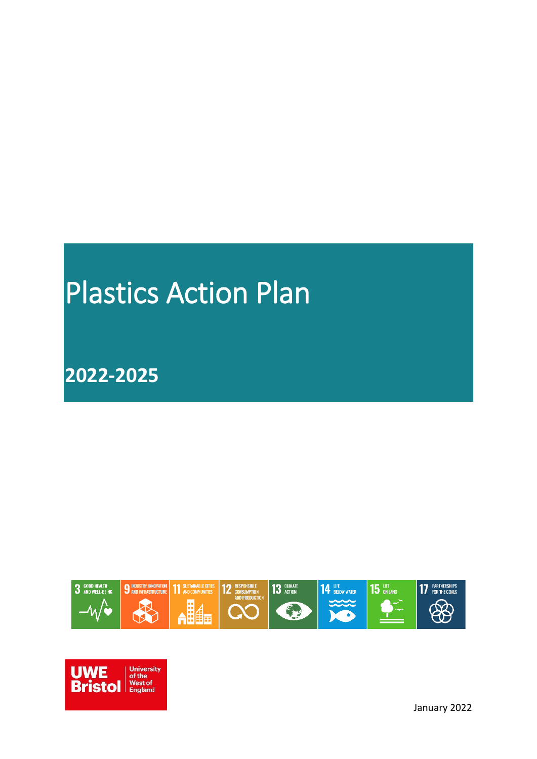# Plastics Action Plan

## 2022-2025

January 2022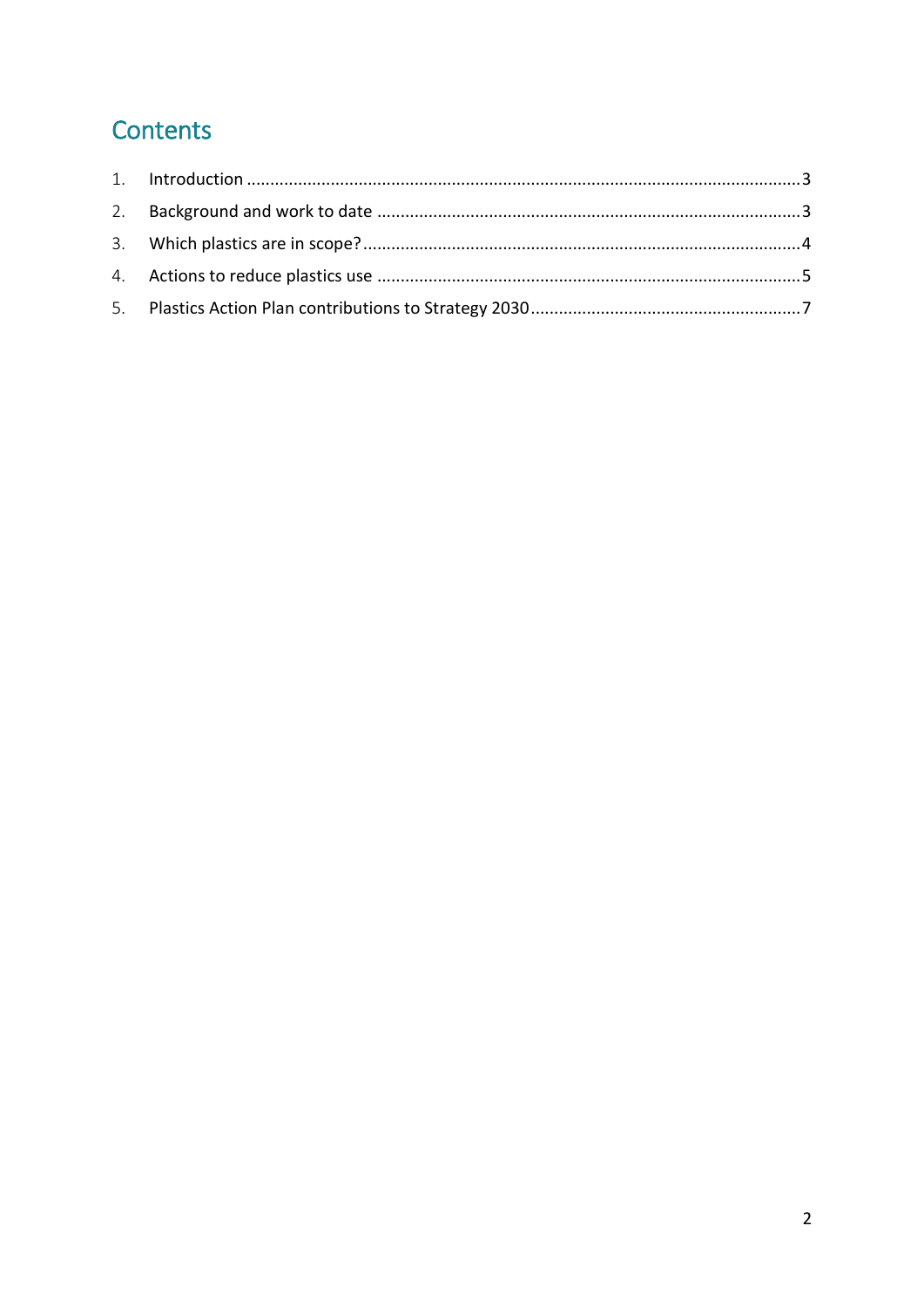# Contents

1. Introduction ..... 3
2. Background and work to date ..... 3
3. Which plastics are in scope? ..... 4
4. Actions to reduce plastics use ..... 5
5. Plastics Action Plan contributions to Strategy 2030 ..... 7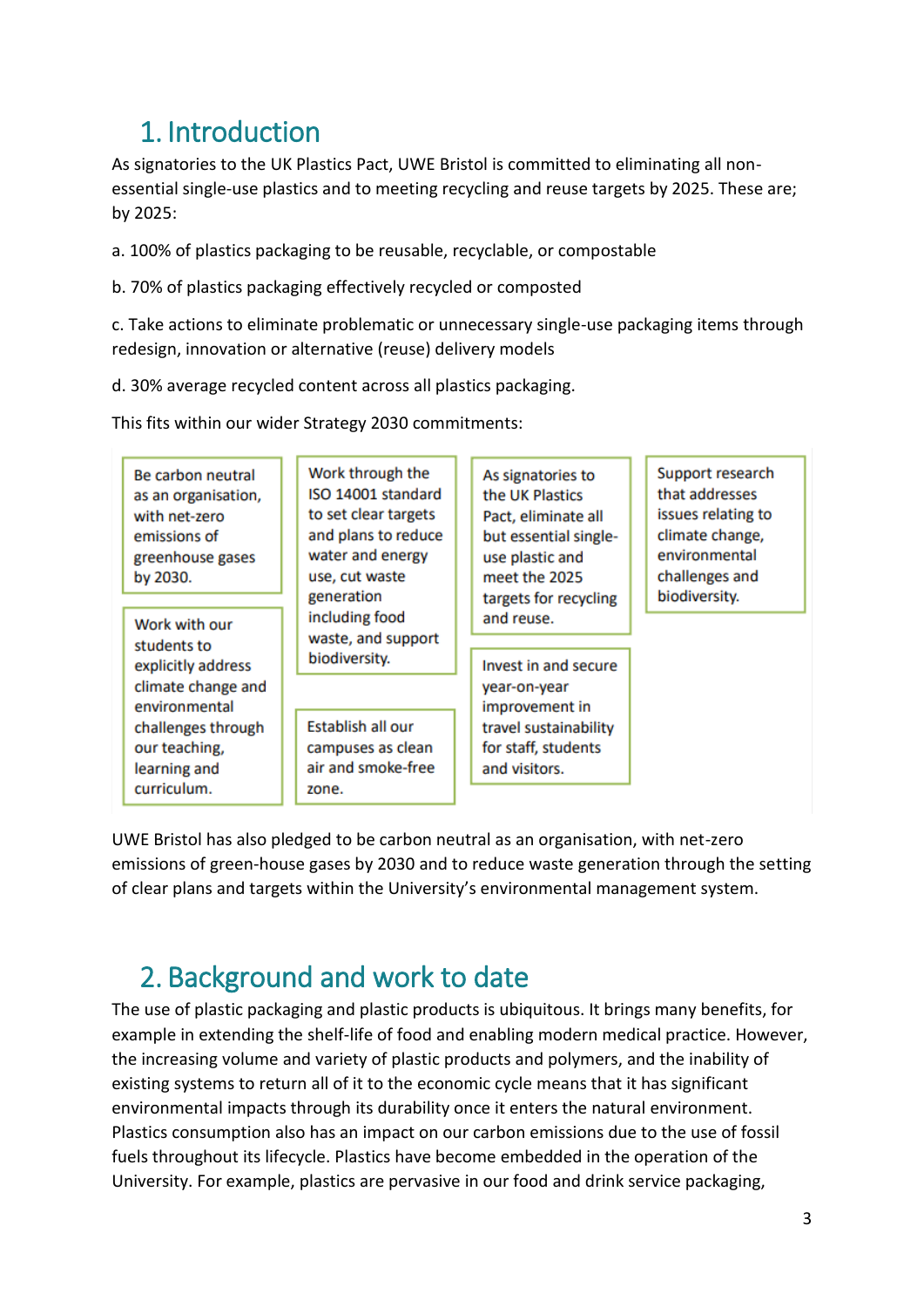# 1. Introduction

As signatories to the UK Plastics Pact, UWE Bristol is committed to eliminating all non-essential single-use plastics and to meeting recycling and reuse targets by 2025. These are; by 2025:

a. 100% of plastics packaging to be reusable, recyclable, or compostable

b. 70% of plastics packaging effectively recycled or composted

c. Take actions to eliminate problematic or unnecessary single-use packaging items through redesign, innovation or alternative (reuse) delivery models

d. 30% average recycled content across all plastics packaging.

This fits within our wider Strategy 2030 commitments:

- Be carbon neutral as an organisation, with net-zero emissions of greenhouse gases by 2030.
- Work with our students to explicitly address climate change and environmental challenges through our teaching, learning and curriculum.
- Work through the ISO 14001 standard to set clear targets and plans to reduce water and energy use, cut waste generation including food waste, and support biodiversity.
- Establish all our campuses as clean air and smoke-free zone.
- As signatories to the UK Plastics Pact, eliminate all but essential single-use plastic and meet the 2025 targets for recycling and reuse.
- Invest in and secure year-on-year improvement in travel sustainability for staff, students and visitors.
- Support research that addresses issues relating to climate change, environmental challenges and biodiversity.

UWE Bristol has also pledged to be carbon neutral as an organisation, with net-zero emissions of green-house gases by 2030 and to reduce waste generation through the setting of clear plans and targets within the University's environmental management system.

# 2. Background and work to date

The use of plastic packaging and plastic products is ubiquitous. It brings many benefits, for example in extending the shelf-life of food and enabling modern medical practice. However, the increasing volume and variety of plastic products and polymers, and the inability of existing systems to return all of it to the economic cycle means that it has significant environmental impacts through its durability once it enters the natural environment. Plastics consumption also has an impact on our carbon emissions due to the use of fossil fuels throughout its lifecycle. Plastics have become embedded in the operation of the University. For example, plastics are pervasive in our food and drink service packaging,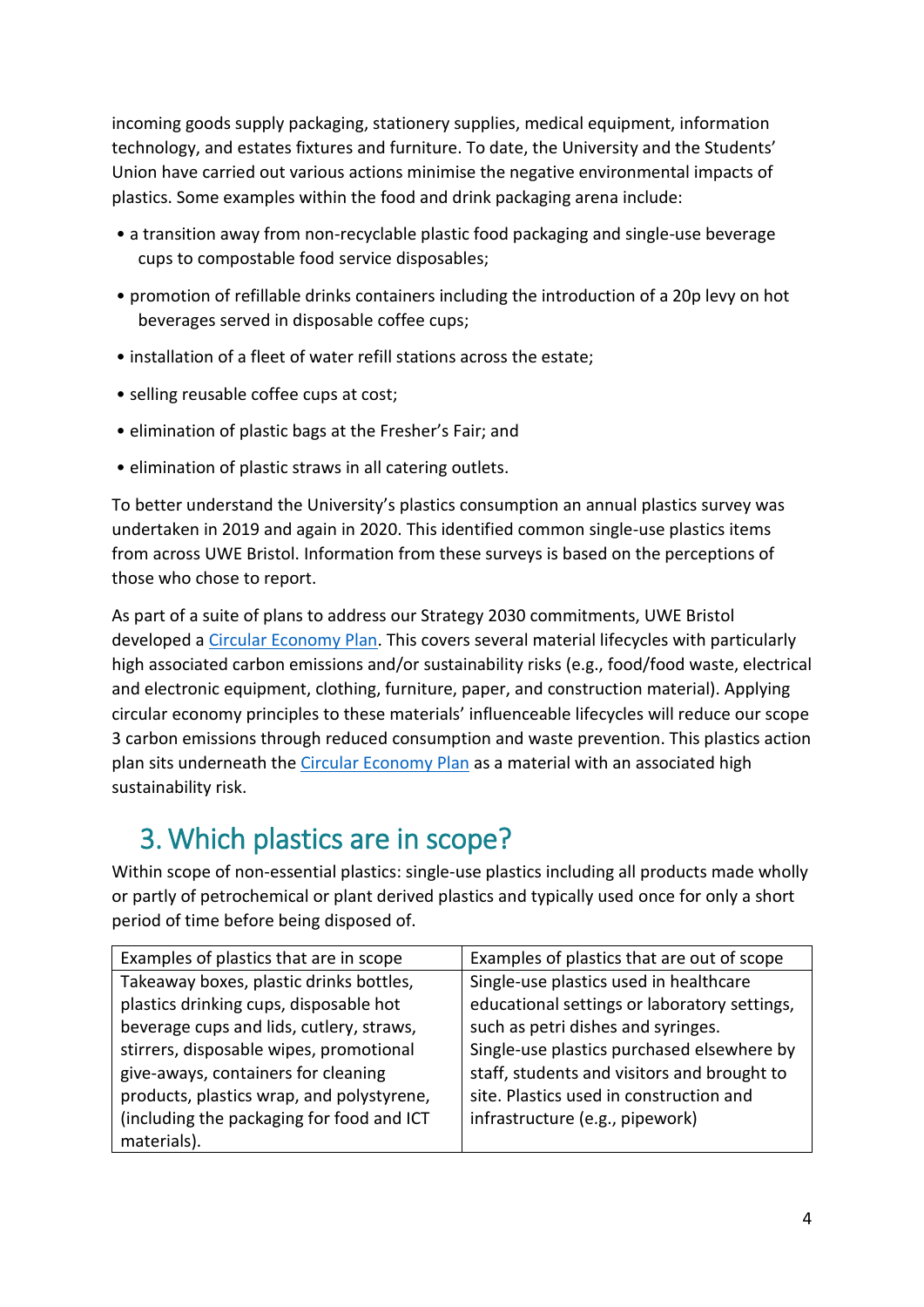incoming goods supply packaging, stationery supplies, medical equipment, information technology, and estates fixtures and furniture. To date, the University and the Students' Union have carried out various actions minimise the negative environmental impacts of plastics. Some examples within the food and drink packaging arena include:

- a transition away from non-recyclable plastic food packaging and single-use beverage cups to compostable food service disposables;
- promotion of refillable drinks containers including the introduction of a 20p levy on hot beverages served in disposable coffee cups;
- installation of a fleet of water refill stations across the estate;
- selling reusable coffee cups at cost;
- elimination of plastic bags at the Fresher's Fair; and
- elimination of plastic straws in all catering outlets.

To better understand the University's plastics consumption an annual plastics survey was undertaken in 2019 and again in 2020. This identified common single-use plastics items from across UWE Bristol. Information from these surveys is based on the perceptions of those who chose to report.

As part of a suite of plans to address our Strategy 2030 commitments, UWE Bristol developed a [Circular Economy Plan](). This covers several material lifecycles with particularly high associated carbon emissions and/or sustainability risks (e.g., food/food waste, electrical and electronic equipment, clothing, furniture, paper, and construction material). Applying circular economy principles to these materials' influenceable lifecycles will reduce our scope 3 carbon emissions through reduced consumption and waste prevention. This plastics action plan sits underneath the [Circular Economy Plan]() as a material with an associated high sustainability risk.

## 3. Which plastics are in scope?

Within scope of non-essential plastics: single-use plastics including all products made wholly or partly of petrochemical or plant derived plastics and typically used once for only a short period of time before being disposed of.

| Examples of plastics that are in scope | Examples of plastics that are out of scope |
| --- | --- |
| Takeaway boxes, plastic drinks bottles, plastics drinking cups, disposable hot beverage cups and lids, cutlery, straws, stirrers, disposable wipes, promotional give-aways, containers for cleaning products, plastics wrap, and polystyrene, (including the packaging for food and ICT materials). | Single-use plastics used in healthcare educational settings or laboratory settings, such as petri dishes and syringes. Single-use plastics purchased elsewhere by staff, students and visitors and brought to site. Plastics used in construction and infrastructure (e.g., pipework) |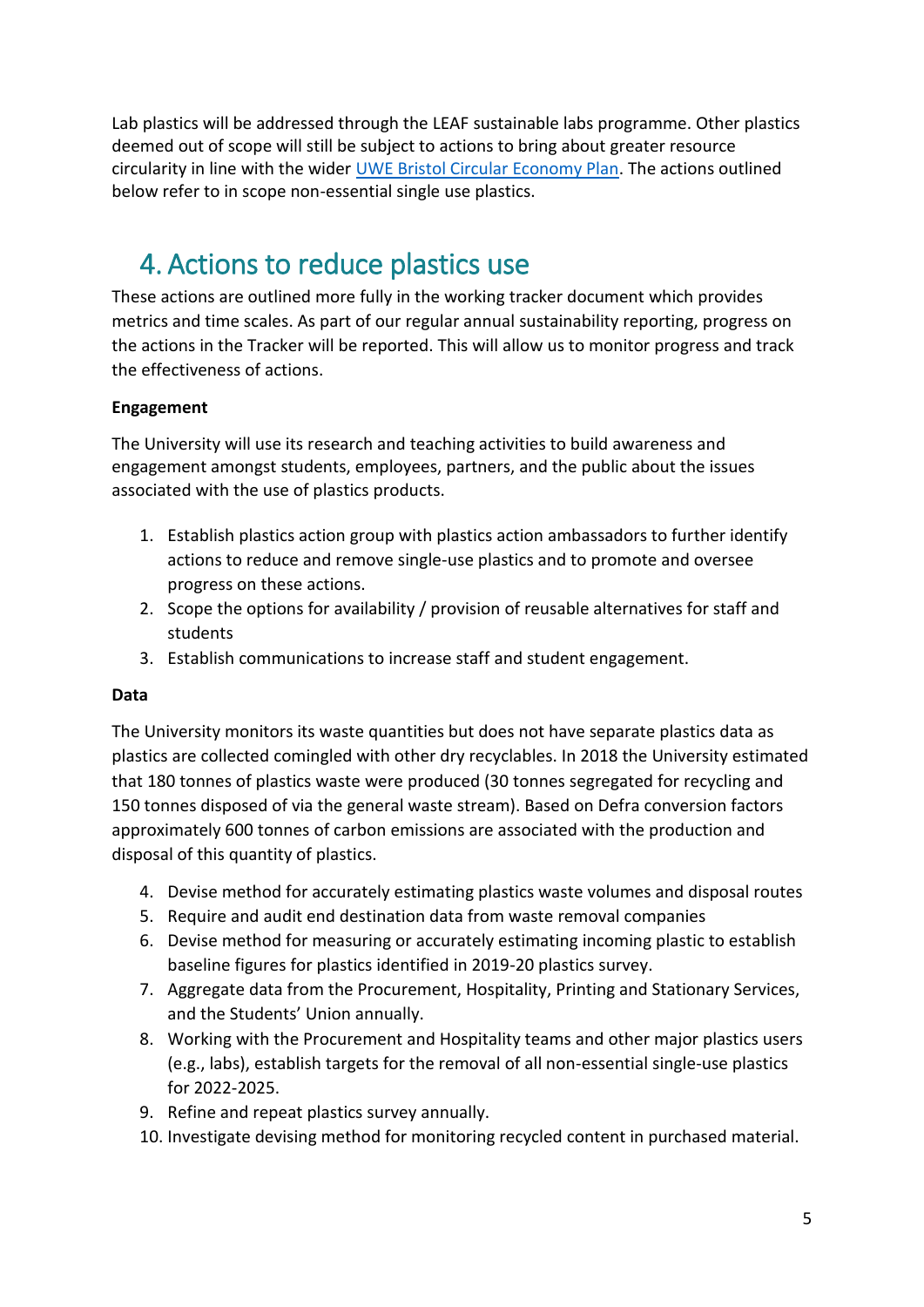Lab plastics will be addressed through the LEAF sustainable labs programme. Other plastics deemed out of scope will still be subject to actions to bring about greater resource circularity in line with the wider UWE Bristol Circular Economy Plan. The actions outlined below refer to in scope non-essential single use plastics.

# 4. Actions to reduce plastics use

These actions are outlined more fully in the working tracker document which provides metrics and time scales. As part of our regular annual sustainability reporting, progress on the actions in the Tracker will be reported. This will allow us to monitor progress and track the effectiveness of actions.

**Engagement**

The University will use its research and teaching activities to build awareness and engagement amongst students, employees, partners, and the public about the issues associated with the use of plastics products.

1. Establish plastics action group with plastics action ambassadors to further identify actions to reduce and remove single-use plastics and to promote and oversee progress on these actions.
2. Scope the options for availability / provision of reusable alternatives for staff and students
3. Establish communications to increase staff and student engagement.

**Data**

The University monitors its waste quantities but does not have separate plastics data as plastics are collected comingled with other dry recyclables. In 2018 the University estimated that 180 tonnes of plastics waste were produced (30 tonnes segregated for recycling and 150 tonnes disposed of via the general waste stream). Based on Defra conversion factors approximately 600 tonnes of carbon emissions are associated with the production and disposal of this quantity of plastics.

4. Devise method for accurately estimating plastics waste volumes and disposal routes
5. Require and audit end destination data from waste removal companies
6. Devise method for measuring or accurately estimating incoming plastic to establish baseline figures for plastics identified in 2019-20 plastics survey.
7. Aggregate data from the Procurement, Hospitality, Printing and Stationary Services, and the Students' Union annually.
8. Working with the Procurement and Hospitality teams and other major plastics users (e.g., labs), establish targets for the removal of all non-essential single-use plastics for 2022-2025.
9. Refine and repeat plastics survey annually.
10. Investigate devising method for monitoring recycled content in purchased material.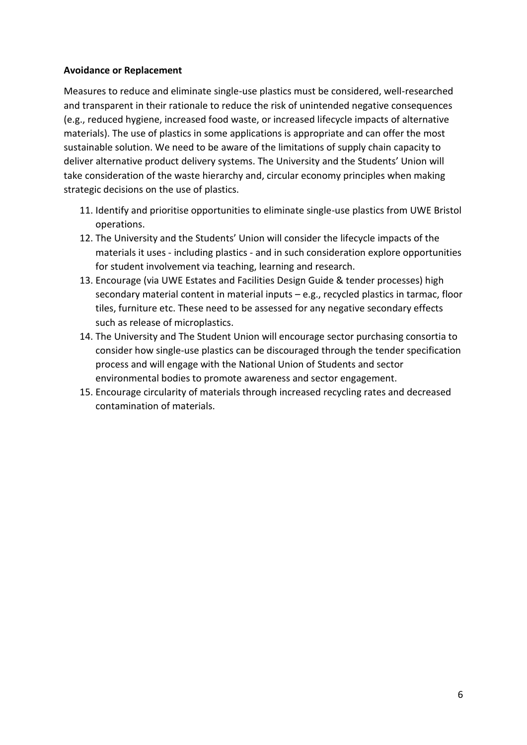**Avoidance or Replacement**

Measures to reduce and eliminate single-use plastics must be considered, well-researched and transparent in their rationale to reduce the risk of unintended negative consequences (e.g., reduced hygiene, increased food waste, or increased lifecycle impacts of alternative materials). The use of plastics in some applications is appropriate and can offer the most sustainable solution. We need to be aware of the limitations of supply chain capacity to deliver alternative product delivery systems. The University and the Students' Union will take consideration of the waste hierarchy and, circular economy principles when making strategic decisions on the use of plastics.

11. Identify and prioritise opportunities to eliminate single-use plastics from UWE Bristol operations.
12. The University and the Students' Union will consider the lifecycle impacts of the materials it uses - including plastics - and in such consideration explore opportunities for student involvement via teaching, learning and research.
13. Encourage (via UWE Estates and Facilities Design Guide & tender processes) high secondary material content in material inputs – e.g., recycled plastics in tarmac, floor tiles, furniture etc. These need to be assessed for any negative secondary effects such as release of microplastics.
14. The University and The Student Union will encourage sector purchasing consortia to consider how single-use plastics can be discouraged through the tender specification process and will engage with the National Union of Students and sector environmental bodies to promote awareness and sector engagement.
15. Encourage circularity of materials through increased recycling rates and decreased contamination of materials.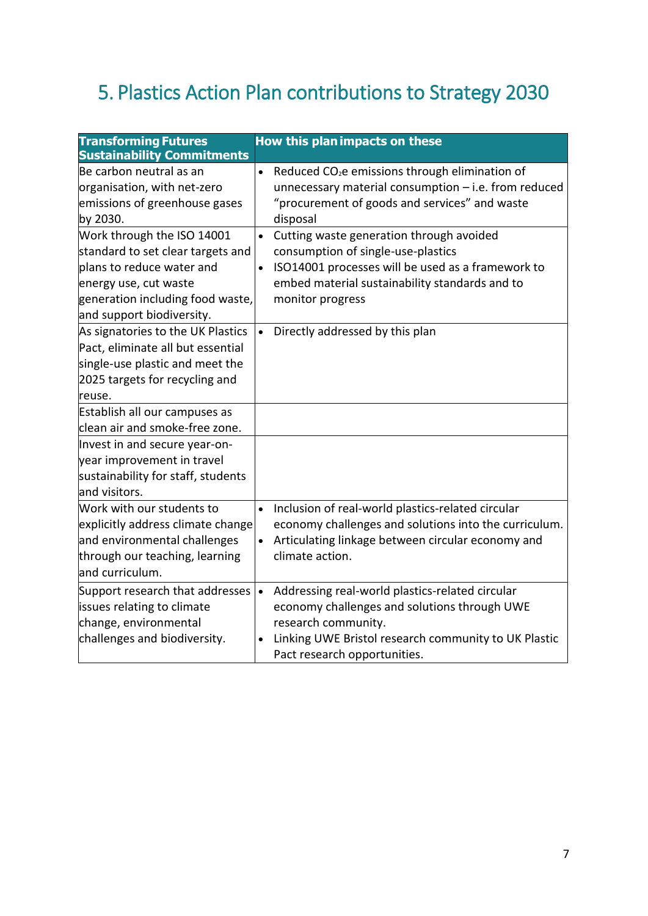## 5. Plastics Action Plan contributions to Strategy 2030

| Transforming Futures Sustainability Commitments | How this plan impacts on these |
|---|---|
| Be carbon neutral as an organisation, with net-zero emissions of greenhouse gases by 2030. | • Reduced $CO_2e$ emissions through elimination of unnecessary material consumption – i.e. from reduced "procurement of goods and services" and waste disposal |
| Work through the ISO 14001 standard to set clear targets and plans to reduce water and energy use, cut waste generation including food waste, and support biodiversity. | • Cutting waste generation through avoided consumption of single-use-plastics<br>• ISO14001 processes will be used as a framework to embed material sustainability standards and to monitor progress |
| As signatories to the UK Plastics Pact, eliminate all but essential single-use plastic and meet the 2025 targets for recycling and reuse. | • Directly addressed by this plan |
| Establish all our campuses as clean air and smoke-free zone. | |
| Invest in and secure year-on-year improvement in travel sustainability for staff, students and visitors. | |
| Work with our students to explicitly address climate change and environmental challenges through our teaching, learning and curriculum. | • Inclusion of real-world plastics-related circular economy challenges and solutions into the curriculum.<br>• Articulating linkage between circular economy and climate action. |
| Support research that addresses issues relating to climate change, environmental challenges and biodiversity. | • Addressing real-world plastics-related circular economy challenges and solutions through UWE research community.<br>• Linking UWE Bristol research community to UK Plastic Pact research opportunities. |